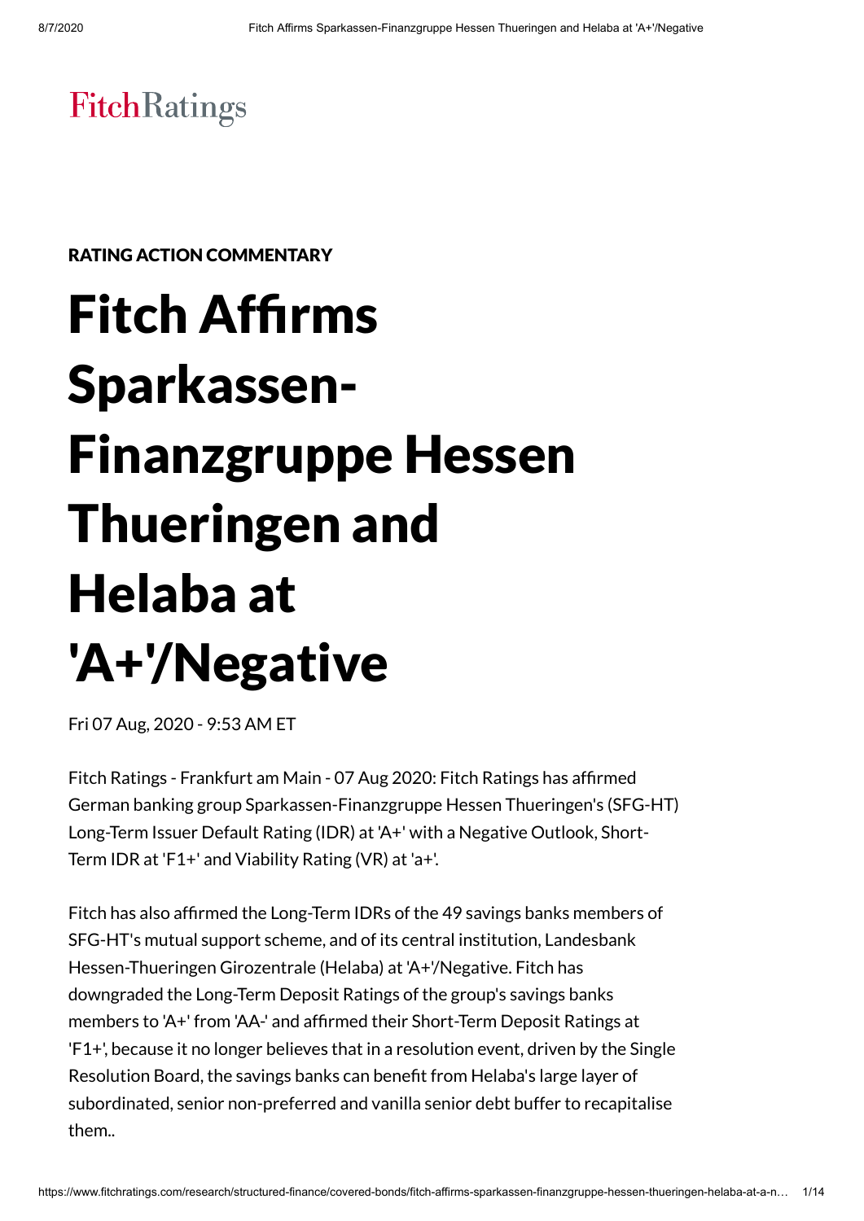FitchRatings

RATING ACTION COMMENTARY

# Fitch Affirms Sparkassen-Finanzgruppe Hessen Thueringen and Helaba at 'A+'/Negative

Fri 07 Aug, 2020 - 9:53 AM ET

Fitch Ratings - Frankfurt am Main - 07 Aug 2020: Fitch Ratings has affirmed German banking group Sparkassen-Finanzgruppe Hessen Thueringen's (SFG-HT) Long-Term Issuer Default Rating (IDR) at 'A+' with a Negative Outlook, Short-Term IDR at 'F1+' and Viability Rating (VR) at 'a+'.

Fitch has also affirmed the Long-Term IDRs of the 49 savings banks members of SFG-HT's mutual support scheme, and of its central institution, Landesbank Hessen-Thueringen Girozentrale (Helaba) at 'A+'/Negative. Fitch has downgraded the Long-Term Deposit Ratings of the group's savings banks members to 'A+' from 'AA-' and affirmed their Short-Term Deposit Ratings at 'F1+', because it no longer believes that in a resolution event, driven by the Single Resolution Board, the savings banks can benefit from Helaba's large layer of subordinated, senior non-preferred and vanilla senior debt buffer to recapitalise them..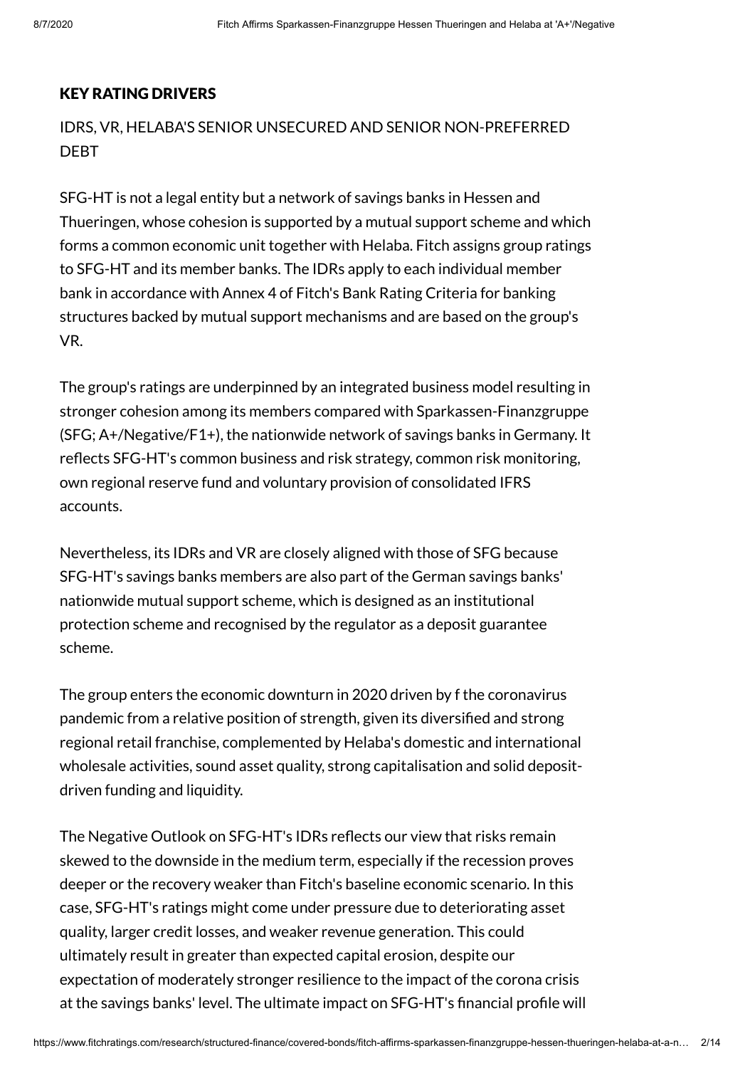### KEY RATING DRIVERS

IDRS, VR, HELABA'S SENIOR UNSECURED AND SENIOR NON-PREFERRED DEBT

SFG-HT is not a legal entity but a network of savings banks in Hessen and Thueringen, whose cohesion is supported by a mutual support scheme and which forms a common economic unit together with Helaba. Fitch assigns group ratings to SFG-HT and its member banks. The IDRs apply to each individual member bank in accordance with Annex 4 of Fitch's Bank Rating Criteria for banking structures backed by mutual support mechanisms and are based on the group's VR.

The group's ratings are underpinned by an integrated business model resulting in stronger cohesion among its members compared with Sparkassen-Finanzgruppe (SFG; A+/Negative/F1+), the nationwide network of savings banks in Germany. It reflects SFG-HT's common business and risk strategy, common risk monitoring, own regional reserve fund and voluntary provision of consolidated IFRS accounts.

Nevertheless, its IDRs and VR are closely aligned with those of SFG because SFG-HT's savings banks members are also part of the German savings banks' nationwide mutual support scheme, which is designed as an institutional protection scheme and recognised by the regulator as a deposit guarantee scheme.

The group enters the economic downturn in 2020 driven by f the coronavirus pandemic from a relative position of strength, given its diversified and strong regional retail franchise, complemented by Helaba's domestic and international wholesale activities, sound asset quality, strong capitalisation and solid deposit-driven funding and liquidity.

The Negative Outlook on SFG-HT's IDRs reflects our view that risks remain skewed to the downside in the medium term, especially if the recession proves deeper or the recovery weaker than Fitch's baseline economic scenario. In this case, SFG-HT's ratings might come under pressure due to deteriorating asset quality, larger credit losses, and weaker revenue generation. This could ultimately result in greater than expected capital erosion, despite our expectation of moderately stronger resilience to the impact of the corona crisis at the savings banks' level. The ultimate impact on SFG-HT's financial profile will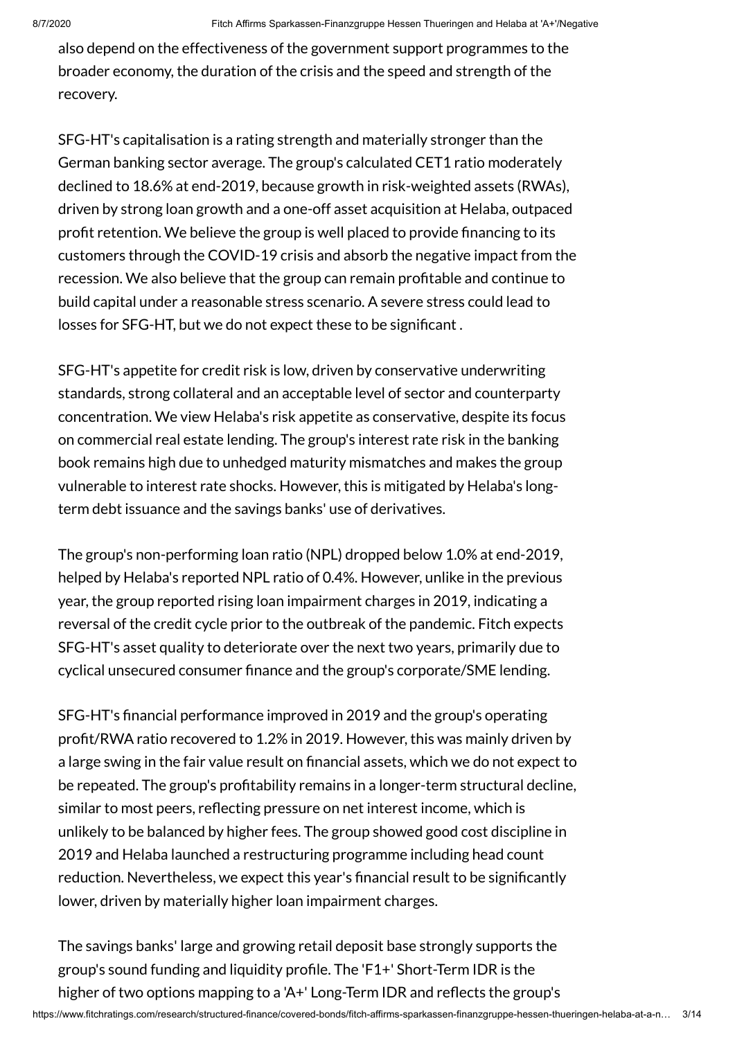also depend on the effectiveness of the government support programmes to the broader economy, the duration of the crisis and the speed and strength of the recovery.

SFG-HT's capitalisation is a rating strength and materially stronger than the German banking sector average. The group's calculated CET1 ratio moderately declined to 18.6% at end-2019, because growth in risk-weighted assets (RWAs), driven by strong loan growth and a one-off asset acquisition at Helaba, outpaced profit retention. We believe the group is well placed to provide financing to its customers through the COVID-19 crisis and absorb the negative impact from the recession. We also believe that the group can remain profitable and continue to build capital under a reasonable stress scenario. A severe stress could lead to losses for SFG-HT, but we do not expect these to be significant .

SFG-HT's appetite for credit risk is low, driven by conservative underwriting standards, strong collateral and an acceptable level of sector and counterparty concentration. We view Helaba's risk appetite as conservative, despite its focus on commercial real estate lending. The group's interest rate risk in the banking book remains high due to unhedged maturity mismatches and makes the group vulnerable to interest rate shocks. However, this is mitigated by Helaba's long-term debt issuance and the savings banks' use of derivatives.

The group's non-performing loan ratio (NPL) dropped below 1.0% at end-2019, helped by Helaba's reported NPL ratio of 0.4%. However, unlike in the previous year, the group reported rising loan impairment charges in 2019, indicating a reversal of the credit cycle prior to the outbreak of the pandemic. Fitch expects SFG-HT's asset quality to deteriorate over the next two years, primarily due to cyclical unsecured consumer finance and the group's corporate/SME lending.

SFG-HT's financial performance improved in 2019 and the group's operating profit/RWA ratio recovered to 1.2% in 2019. However, this was mainly driven by a large swing in the fair value result on financial assets, which we do not expect to be repeated. The group's profitability remains in a longer-term structural decline, similar to most peers, reflecting pressure on net interest income, which is unlikely to be balanced by higher fees. The group showed good cost discipline in 2019 and Helaba launched a restructuring programme including head count reduction. Nevertheless, we expect this year's financial result to be significantly lower, driven by materially higher loan impairment charges.

The savings banks' large and growing retail deposit base strongly supports the group's sound funding and liquidity profile. The 'F1+' Short-Term IDR is the higher of two options mapping to a 'A+' Long-Term IDR and reflects the group's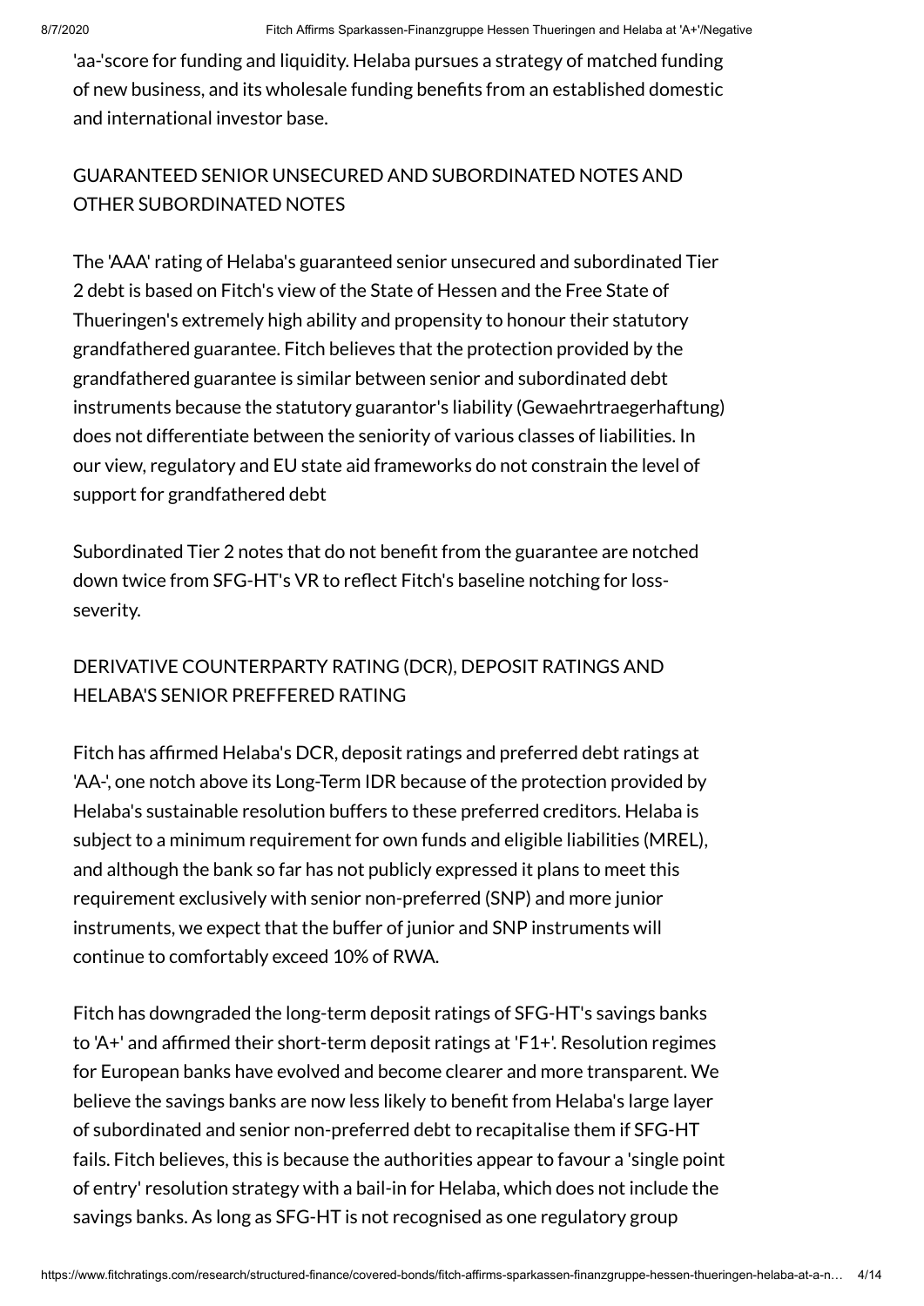'aa-'score for funding and liquidity. Helaba pursues a strategy of matched funding of new business, and its wholesale funding benefits from an established domestic and international investor base.

## GUARANTEED SENIOR UNSECURED AND SUBORDINATED NOTES AND OTHER SUBORDINATED NOTES

The 'AAA' rating of Helaba's guaranteed senior unsecured and subordinated Tier 2 debt is based on Fitch's view of the State of Hessen and the Free State of Thueringen's extremely high ability and propensity to honour their statutory grandfathered guarantee. Fitch believes that the protection provided by the grandfathered guarantee is similar between senior and subordinated debt instruments because the statutory guarantor's liability (Gewaehrtraegerhaftung) does not differentiate between the seniority of various classes of liabilities. In our view, regulatory and EU state aid frameworks do not constrain the level of support for grandfathered debt

Subordinated Tier 2 notes that do not benefit from the guarantee are notched down twice from SFG-HT's VR to reflect Fitch's baseline notching for loss-severity.

## DERIVATIVE COUNTERPARTY RATING (DCR), DEPOSIT RATINGS AND HELABA'S SENIOR PREFFERED RATING

Fitch has affirmed Helaba's DCR, deposit ratings and preferred debt ratings at 'AA-', one notch above its Long-Term IDR because of the protection provided by Helaba's sustainable resolution buffers to these preferred creditors. Helaba is subject to a minimum requirement for own funds and eligible liabilities (MREL), and although the bank so far has not publicly expressed it plans to meet this requirement exclusively with senior non-preferred (SNP) and more junior instruments, we expect that the buffer of junior and SNP instruments will continue to comfortably exceed 10% of RWA.

Fitch has downgraded the long-term deposit ratings of SFG-HT's savings banks to 'A+' and affirmed their short-term deposit ratings at 'F1+'. Resolution regimes for European banks have evolved and become clearer and more transparent. We believe the savings banks are now less likely to benefit from Helaba's large layer of subordinated and senior non-preferred debt to recapitalise them if SFG-HT fails. Fitch believes, this is because the authorities appear to favour a 'single point of entry' resolution strategy with a bail-in for Helaba, which does not include the savings banks. As long as SFG-HT is not recognised as one regulatory group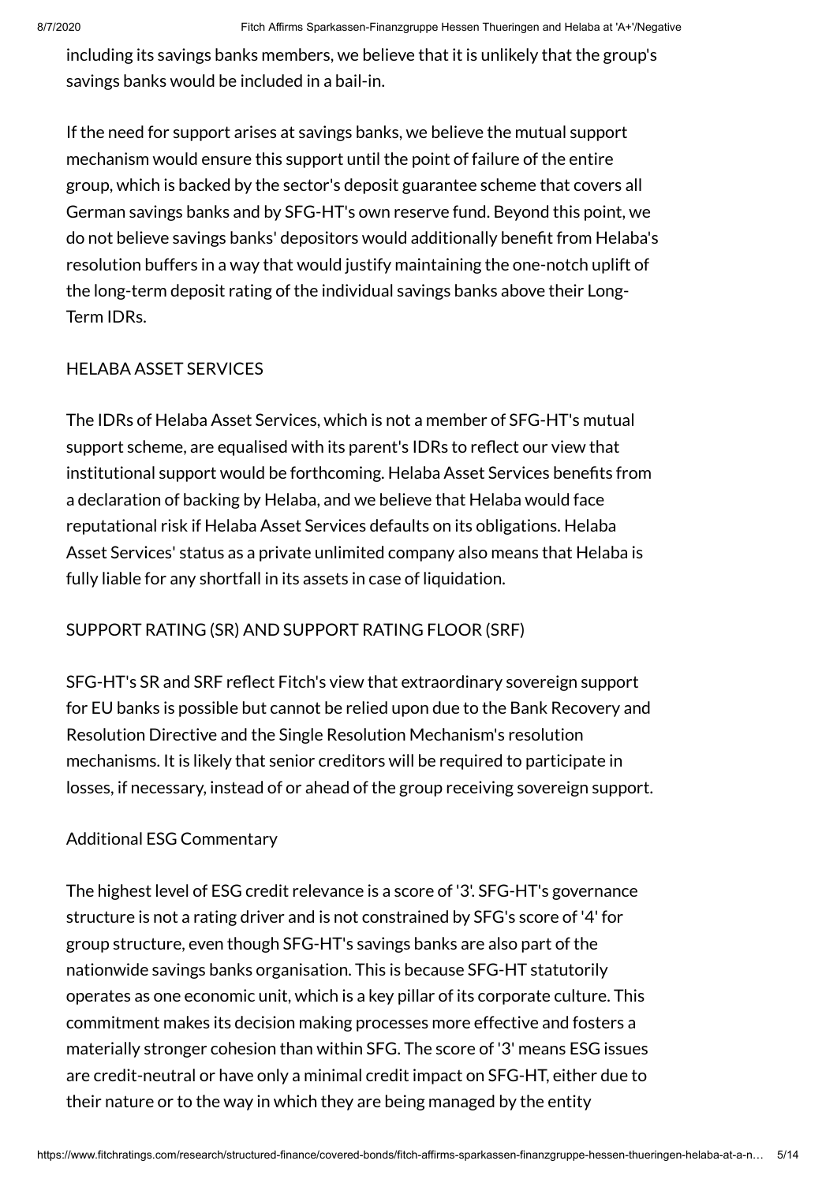including its savings banks members, we believe that it is unlikely that the group's savings banks would be included in a bail-in.

If the need for support arises at savings banks, we believe the mutual support mechanism would ensure this support until the point of failure of the entire group, which is backed by the sector's deposit guarantee scheme that covers all German savings banks and by SFG-HT's own reserve fund. Beyond this point, we do not believe savings banks' depositors would additionally benefit from Helaba's resolution buffers in a way that would justify maintaining the one-notch uplift of the long-term deposit rating of the individual savings banks above their Long-Term IDRs.

## HELABA ASSET SERVICES

The IDRs of Helaba Asset Services, which is not a member of SFG-HT's mutual support scheme, are equalised with its parent's IDRs to reflect our view that institutional support would be forthcoming. Helaba Asset Services benefits from a declaration of backing by Helaba, and we believe that Helaba would face reputational risk if Helaba Asset Services defaults on its obligations. Helaba Asset Services' status as a private unlimited company also means that Helaba is fully liable for any shortfall in its assets in case of liquidation.

## SUPPORT RATING (SR) AND SUPPORT RATING FLOOR (SRF)

SFG-HT's SR and SRF reflect Fitch's view that extraordinary sovereign support for EU banks is possible but cannot be relied upon due to the Bank Recovery and Resolution Directive and the Single Resolution Mechanism's resolution mechanisms. It is likely that senior creditors will be required to participate in losses, if necessary, instead of or ahead of the group receiving sovereign support.

## Additional ESG Commentary

The highest level of ESG credit relevance is a score of '3'. SFG-HT's governance structure is not a rating driver and is not constrained by SFG's score of '4' for group structure, even though SFG-HT's savings banks are also part of the nationwide savings banks organisation. This is because SFG-HT statutorily operates as one economic unit, which is a key pillar of its corporate culture. This commitment makes its decision making processes more effective and fosters a materially stronger cohesion than within SFG. The score of '3' means ESG issues are credit-neutral or have only a minimal credit impact on SFG-HT, either due to their nature or to the way in which they are being managed by the entity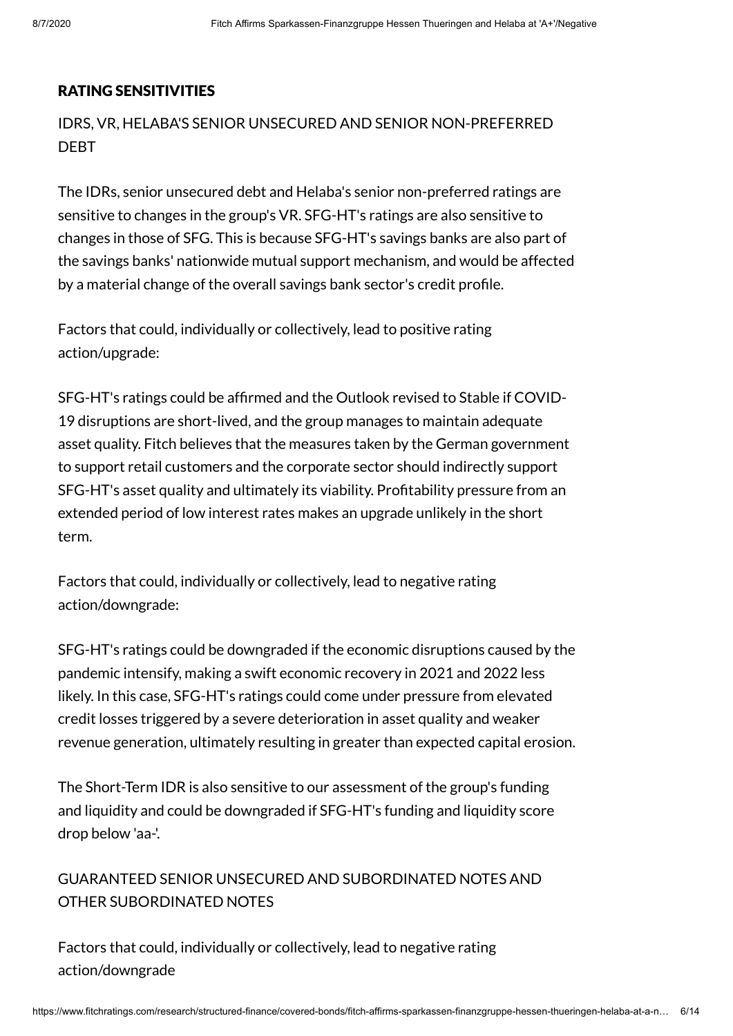## RATING SENSITIVITIES

### IDRS, VR, HELABA'S SENIOR UNSECURED AND SENIOR NON-PREFERRED DEBT

The IDRs, senior unsecured debt and Helaba's senior non-preferred ratings are sensitive to changes in the group's VR. SFG-HT's ratings are also sensitive to changes in those of SFG. This is because SFG-HT's savings banks are also part of the savings banks' nationwide mutual support mechanism, and would be affected by a material change of the overall savings bank sector's credit profile.

Factors that could, individually or collectively, lead to positive rating action/upgrade:

SFG-HT's ratings could be affirmed and the Outlook revised to Stable if COVID-19 disruptions are short-lived, and the group manages to maintain adequate asset quality. Fitch believes that the measures taken by the German government to support retail customers and the corporate sector should indirectly support SFG-HT's asset quality and ultimately its viability. Profitability pressure from an extended period of low interest rates makes an upgrade unlikely in the short term.

Factors that could, individually or collectively, lead to negative rating action/downgrade:

SFG-HT's ratings could be downgraded if the economic disruptions caused by the pandemic intensify, making a swift economic recovery in 2021 and 2022 less likely. In this case, SFG-HT's ratings could come under pressure from elevated credit losses triggered by a severe deterioration in asset quality and weaker revenue generation, ultimately resulting in greater than expected capital erosion.

The Short-Term IDR is also sensitive to our assessment of the group's funding and liquidity and could be downgraded if SFG-HT's funding and liquidity score drop below 'aa-'.

### GUARANTEED SENIOR UNSECURED AND SUBORDINATED NOTES AND OTHER SUBORDINATED NOTES

Factors that could, individually or collectively, lead to negative rating action/downgrade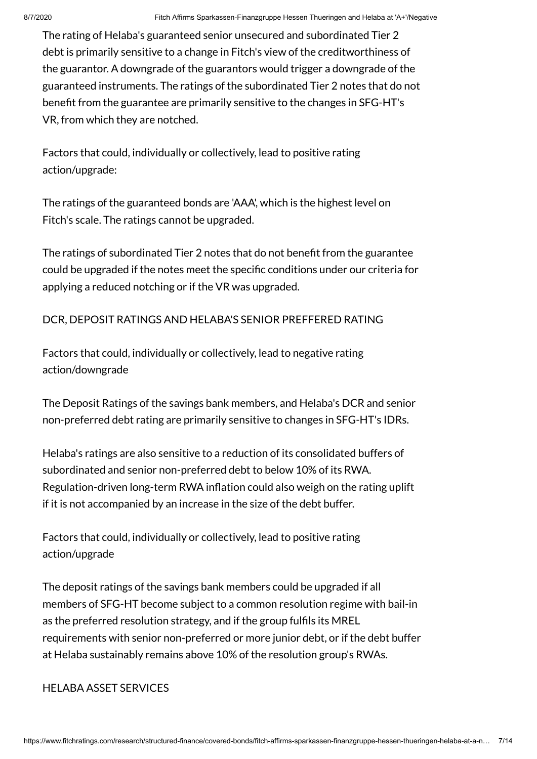The rating of Helaba's guaranteed senior unsecured and subordinated Tier 2 debt is primarily sensitive to a change in Fitch's view of the creditworthiness of the guarantor. A downgrade of the guarantors would trigger a downgrade of the guaranteed instruments. The ratings of the subordinated Tier 2 notes that do not benefit from the guarantee are primarily sensitive to the changes in SFG-HT's VR, from which they are notched.

Factors that could, individually or collectively, lead to positive rating action/upgrade:

The ratings of the guaranteed bonds are 'AAA', which is the highest level on Fitch's scale. The ratings cannot be upgraded.

The ratings of subordinated Tier 2 notes that do not benefit from the guarantee could be upgraded if the notes meet the specific conditions under our criteria for applying a reduced notching or if the VR was upgraded.

DCR, DEPOSIT RATINGS AND HELABA'S SENIOR PREFFERED RATING

Factors that could, individually or collectively, lead to negative rating action/downgrade

The Deposit Ratings of the savings bank members, and Helaba's DCR and senior non-preferred debt rating are primarily sensitive to changes in SFG-HT's IDRs.

Helaba's ratings are also sensitive to a reduction of its consolidated buffers of subordinated and senior non-preferred debt to below 10% of its RWA. Regulation-driven long-term RWA inflation could also weigh on the rating uplift if it is not accompanied by an increase in the size of the debt buffer.

Factors that could, individually or collectively, lead to positive rating action/upgrade

The deposit ratings of the savings bank members could be upgraded if all members of SFG-HT become subject to a common resolution regime with bail-in as the preferred resolution strategy, and if the group fulfils its MREL requirements with senior non-preferred or more junior debt, or if the debt buffer at Helaba sustainably remains above 10% of the resolution group's RWAs.

HELABA ASSET SERVICES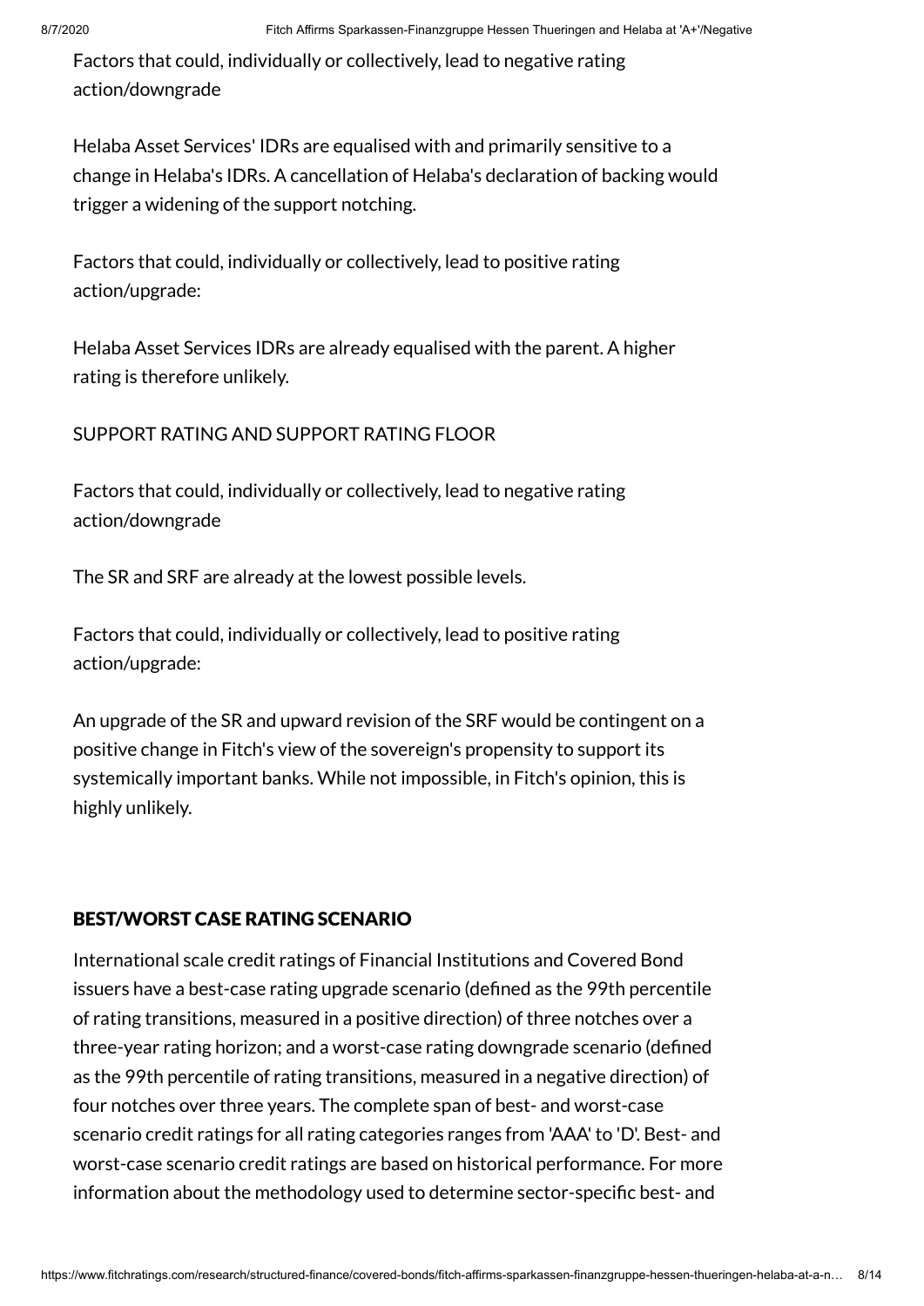Factors that could, individually or collectively, lead to negative rating action/downgrade

Helaba Asset Services' IDRs are equalised with and primarily sensitive to a change in Helaba's IDRs. A cancellation of Helaba's declaration of backing would trigger a widening of the support notching.

Factors that could, individually or collectively, lead to positive rating action/upgrade:

Helaba Asset Services IDRs are already equalised with the parent. A higher rating is therefore unlikely.

SUPPORT RATING AND SUPPORT RATING FLOOR

Factors that could, individually or collectively, lead to negative rating action/downgrade

The SR and SRF are already at the lowest possible levels.

Factors that could, individually or collectively, lead to positive rating action/upgrade:

An upgrade of the SR and upward revision of the SRF would be contingent on a positive change in Fitch's view of the sovereign's propensity to support its systemically important banks. While not impossible, in Fitch's opinion, this is highly unlikely.

## BEST/WORST CASE RATING SCENARIO

International scale credit ratings of Financial Institutions and Covered Bond issuers have a best-case rating upgrade scenario (defined as the 99th percentile of rating transitions, measured in a positive direction) of three notches over a three-year rating horizon; and a worst-case rating downgrade scenario (defined as the 99th percentile of rating transitions, measured in a negative direction) of four notches over three years. The complete span of best- and worst-case scenario credit ratings for all rating categories ranges from 'AAA' to 'D'. Best- and worst-case scenario credit ratings are based on historical performance. For more information about the methodology used to determine sector-specific best- and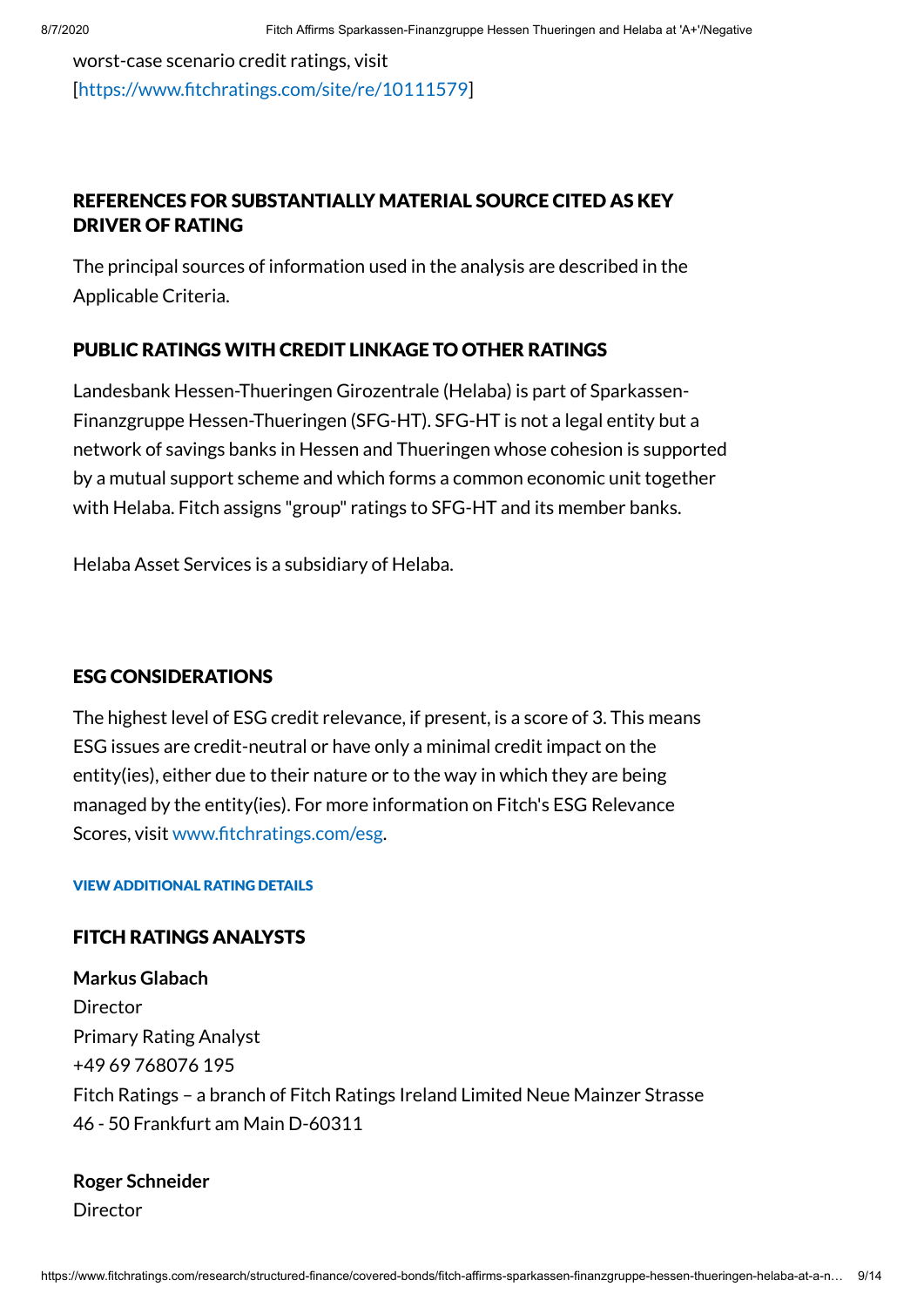worst-case scenario credit ratings, visit
[https://www.fitchratings.com/site/re/10111579]

## REFERENCES FOR SUBSTANTIALLY MATERIAL SOURCE CITED AS KEY DRIVER OF RATING

The principal sources of information used in the analysis are described in the Applicable Criteria.

## PUBLIC RATINGS WITH CREDIT LINKAGE TO OTHER RATINGS

Landesbank Hessen-Thueringen Girozentrale (Helaba) is part of Sparkassen-Finanzgruppe Hessen-Thueringen (SFG-HT). SFG-HT is not a legal entity but a network of savings banks in Hessen and Thueringen whose cohesion is supported by a mutual support scheme and which forms a common economic unit together with Helaba. Fitch assigns "group" ratings to SFG-HT and its member banks.

Helaba Asset Services is a subsidiary of Helaba.

## ESG CONSIDERATIONS

The highest level of ESG credit relevance, if present, is a score of 3. This means ESG issues are credit-neutral or have only a minimal credit impact on the entity(ies), either due to their nature or to the way in which they are being managed by the entity(ies). For more information on Fitch's ESG Relevance Scores, visit www.fitchratings.com/esg.

VIEW ADDITIONAL RATING DETAILS

## FITCH RATINGS ANALYSTS

**Markus Glabach**
Director
Primary Rating Analyst
+49 69 768076 195
Fitch Ratings – a branch of Fitch Ratings Ireland Limited Neue Mainzer Strasse 46 - 50 Frankfurt am Main D-60311

**Roger Schneider**
Director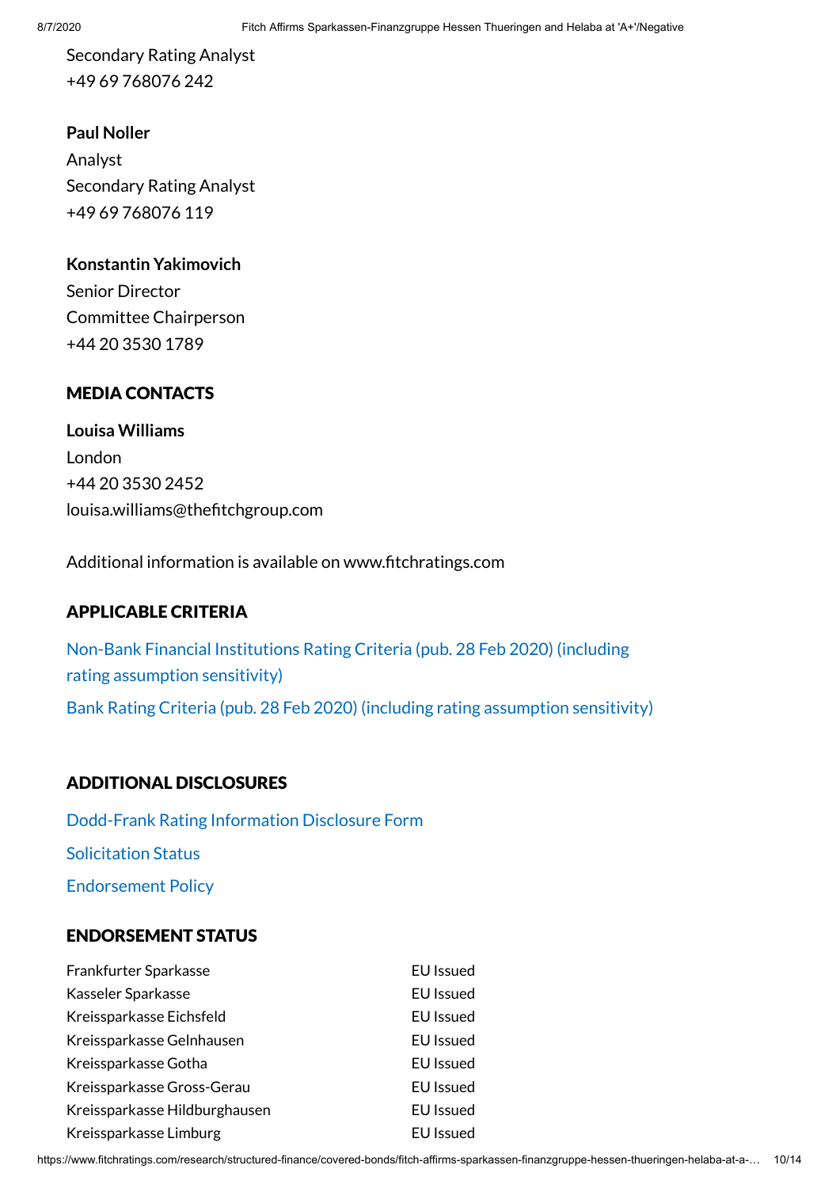Secondary Rating Analyst
+49 69 768076 242

**Paul Noller**
Analyst
Secondary Rating Analyst
+49 69 768076 119

**Konstantin Yakimovich**
Senior Director
Committee Chairperson
+44 20 3530 1789

## MEDIA CONTACTS

**Louisa Williams**
London
+44 20 3530 2452
louisa.williams@thefitchgroup.com

Additional information is available on www.fitchratings.com

## APPLICABLE CRITERIA

Non-Bank Financial Institutions Rating Criteria (pub. 28 Feb 2020) (including rating assumption sensitivity)

Bank Rating Criteria (pub. 28 Feb 2020) (including rating assumption sensitivity)

## ADDITIONAL DISCLOSURES

Dodd-Frank Rating Information Disclosure Form

Solicitation Status

Endorsement Policy

## ENDORSEMENT STATUS

| | |
|---|---|
| Frankfurter Sparkasse | EU Issued |
| Kasseler Sparkasse | EU Issued |
| Kreissparkasse Eichsfeld | EU Issued |
| Kreissparkasse Gelnhausen | EU Issued |
| Kreissparkasse Gotha | EU Issued |
| Kreissparkasse Gross-Gerau | EU Issued |
| Kreissparkasse Hildburghausen | EU Issued |
| Kreissparkasse Limburg | EU Issued |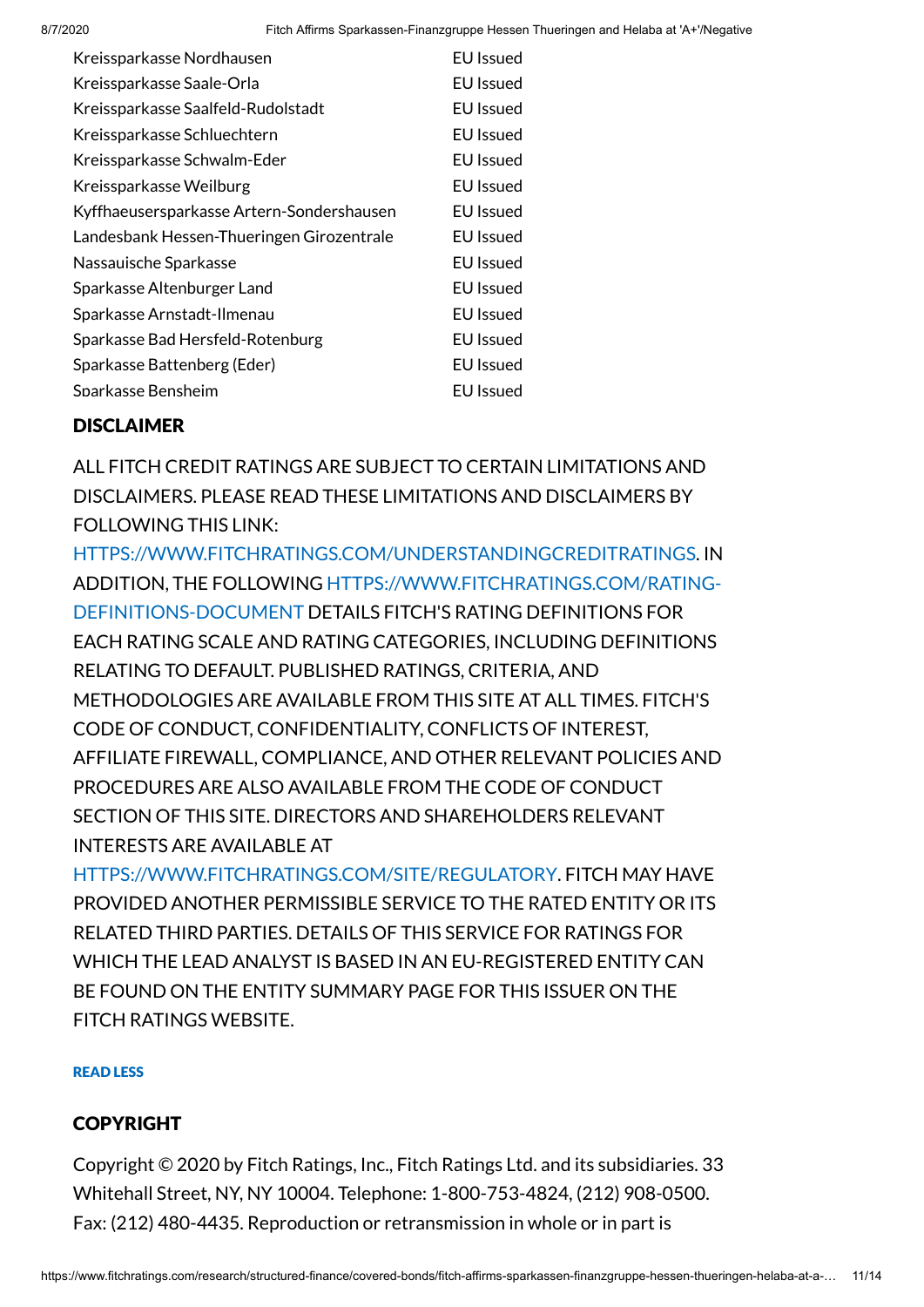| | |
|---|---|
| Kreissparkasse Nordhausen | EU Issued |
| Kreissparkasse Saale-Orla | EU Issued |
| Kreissparkasse Saalfeld-Rudolstadt | EU Issued |
| Kreissparkasse Schluechtern | EU Issued |
| Kreissparkasse Schwalm-Eder | EU Issued |
| Kreissparkasse Weilburg | EU Issued |
| Kyffhaeusersparkasse Artern-Sondershausen | EU Issued |
| Landesbank Hessen-Thueringen Girozentrale | EU Issued |
| Nassauische Sparkasse | EU Issued |
| Sparkasse Altenburger Land | EU Issued |
| Sparkasse Arnstadt-Ilmenau | EU Issued |
| Sparkasse Bad Hersfeld-Rotenburg | EU Issued |
| Sparkasse Battenberg (Eder) | EU Issued |
| Sparkasse Bensheim | EU Issued |

## DISCLAIMER

ALL FITCH CREDIT RATINGS ARE SUBJECT TO CERTAIN LIMITATIONS AND DISCLAIMERS. PLEASE READ THESE LIMITATIONS AND DISCLAIMERS BY FOLLOWING THIS LINK: HTTPS://WWW.FITCHRATINGS.COM/UNDERSTANDINGCREDITRATINGS. IN ADDITION, THE FOLLOWING HTTPS://WWW.FITCHRATINGS.COM/RATING-DEFINITIONS-DOCUMENT DETAILS FITCH'S RATING DEFINITIONS FOR EACH RATING SCALE AND RATING CATEGORIES, INCLUDING DEFINITIONS RELATING TO DEFAULT. PUBLISHED RATINGS, CRITERIA, AND METHODOLOGIES ARE AVAILABLE FROM THIS SITE AT ALL TIMES. FITCH'S CODE OF CONDUCT, CONFIDENTIALITY, CONFLICTS OF INTEREST, AFFILIATE FIREWALL, COMPLIANCE, AND OTHER RELEVANT POLICIES AND PROCEDURES ARE ALSO AVAILABLE FROM THE CODE OF CONDUCT SECTION OF THIS SITE. DIRECTORS AND SHAREHOLDERS RELEVANT INTERESTS ARE AVAILABLE AT HTTPS://WWW.FITCHRATINGS.COM/SITE/REGULATORY. FITCH MAY HAVE PROVIDED ANOTHER PERMISSIBLE SERVICE TO THE RATED ENTITY OR ITS RELATED THIRD PARTIES. DETAILS OF THIS SERVICE FOR RATINGS FOR WHICH THE LEAD ANALYST IS BASED IN AN EU-REGISTERED ENTITY CAN BE FOUND ON THE ENTITY SUMMARY PAGE FOR THIS ISSUER ON THE FITCH RATINGS WEBSITE.

READ LESS

## COPYRIGHT

Copyright © 2020 by Fitch Ratings, Inc., Fitch Ratings Ltd. and its subsidiaries. 33 Whitehall Street, NY, NY 10004. Telephone: 1-800-753-4824, (212) 908-0500. Fax: (212) 480-4435. Reproduction or retransmission in whole or in part is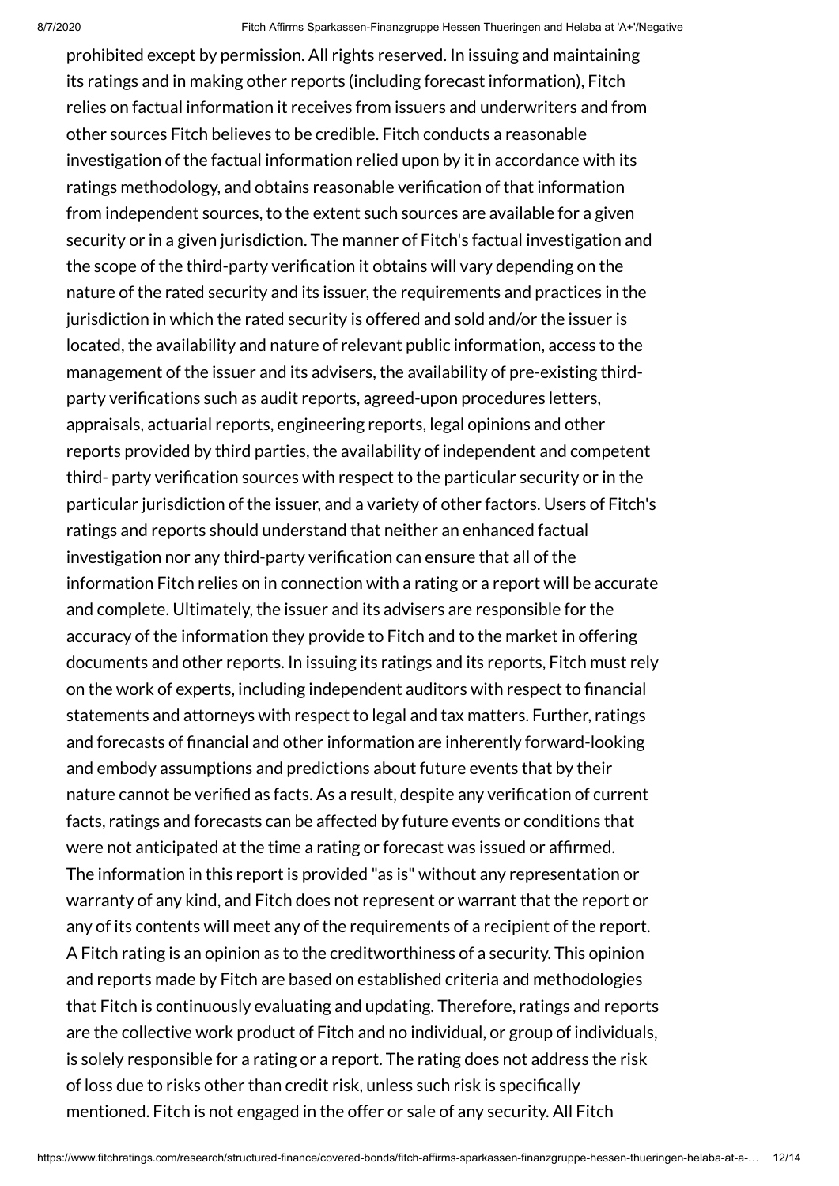prohibited except by permission. All rights reserved. In issuing and maintaining its ratings and in making other reports (including forecast information), Fitch relies on factual information it receives from issuers and underwriters and from other sources Fitch believes to be credible. Fitch conducts a reasonable investigation of the factual information relied upon by it in accordance with its ratings methodology, and obtains reasonable verification of that information from independent sources, to the extent such sources are available for a given security or in a given jurisdiction. The manner of Fitch's factual investigation and the scope of the third-party verification it obtains will vary depending on the nature of the rated security and its issuer, the requirements and practices in the jurisdiction in which the rated security is offered and sold and/or the issuer is located, the availability and nature of relevant public information, access to the management of the issuer and its advisers, the availability of pre-existing third-party verifications such as audit reports, agreed-upon procedures letters, appraisals, actuarial reports, engineering reports, legal opinions and other reports provided by third parties, the availability of independent and competent third- party verification sources with respect to the particular security or in the particular jurisdiction of the issuer, and a variety of other factors. Users of Fitch's ratings and reports should understand that neither an enhanced factual investigation nor any third-party verification can ensure that all of the information Fitch relies on in connection with a rating or a report will be accurate and complete. Ultimately, the issuer and its advisers are responsible for the accuracy of the information they provide to Fitch and to the market in offering documents and other reports. In issuing its ratings and its reports, Fitch must rely on the work of experts, including independent auditors with respect to financial statements and attorneys with respect to legal and tax matters. Further, ratings and forecasts of financial and other information are inherently forward-looking and embody assumptions and predictions about future events that by their nature cannot be verified as facts. As a result, despite any verification of current facts, ratings and forecasts can be affected by future events or conditions that were not anticipated at the time a rating or forecast was issued or affirmed. The information in this report is provided "as is" without any representation or warranty of any kind, and Fitch does not represent or warrant that the report or any of its contents will meet any of the requirements of a recipient of the report. A Fitch rating is an opinion as to the creditworthiness of a security. This opinion and reports made by Fitch are based on established criteria and methodologies that Fitch is continuously evaluating and updating. Therefore, ratings and reports are the collective work product of Fitch and no individual, or group of individuals, is solely responsible for a rating or a report. The rating does not address the risk of loss due to risks other than credit risk, unless such risk is specifically mentioned. Fitch is not engaged in the offer or sale of any security. All Fitch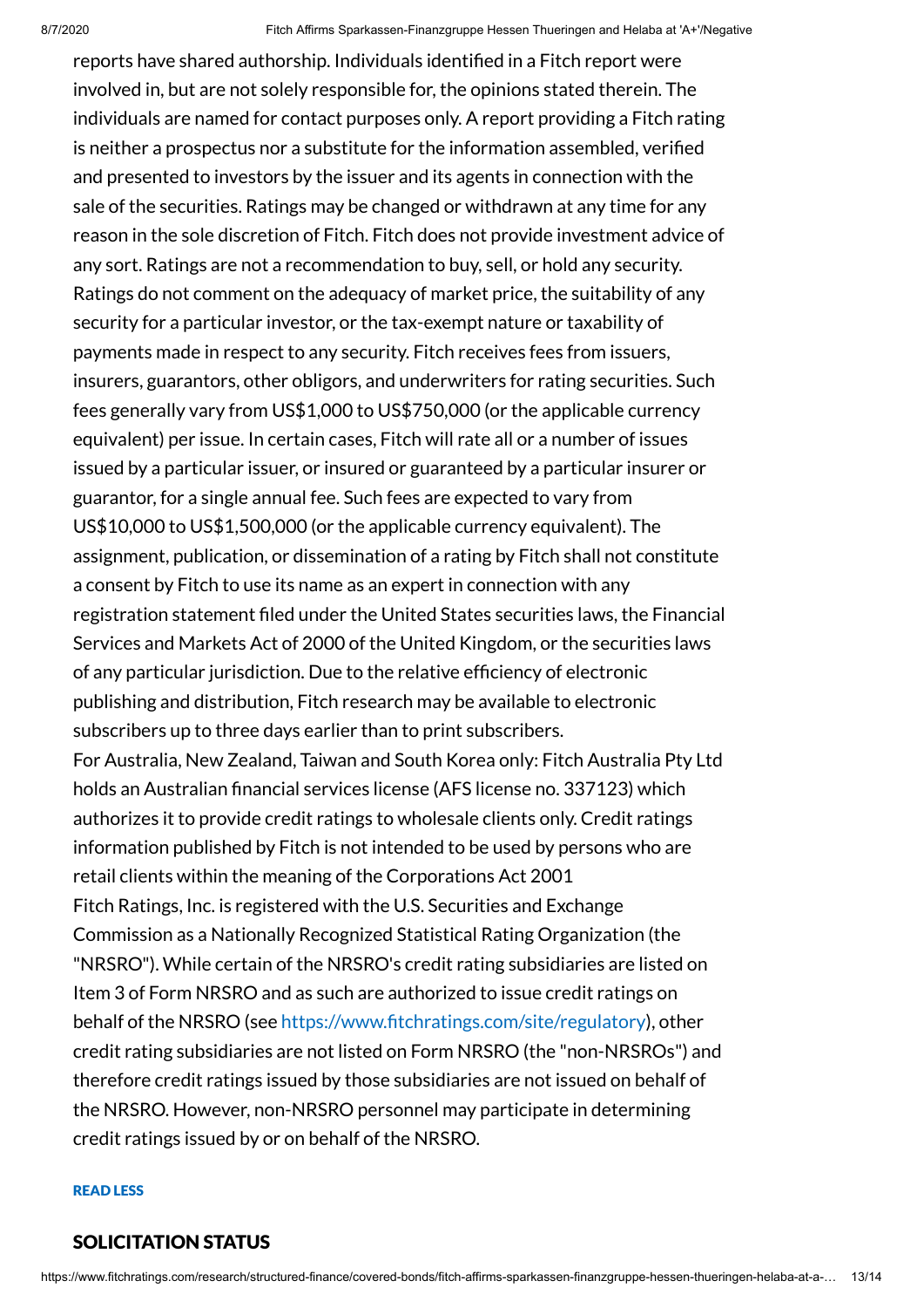reports have shared authorship. Individuals identified in a Fitch report were involved in, but are not solely responsible for, the opinions stated therein. The individuals are named for contact purposes only. A report providing a Fitch rating is neither a prospectus nor a substitute for the information assembled, verified and presented to investors by the issuer and its agents in connection with the sale of the securities. Ratings may be changed or withdrawn at any time for any reason in the sole discretion of Fitch. Fitch does not provide investment advice of any sort. Ratings are not a recommendation to buy, sell, or hold any security. Ratings do not comment on the adequacy of market price, the suitability of any security for a particular investor, or the tax-exempt nature or taxability of payments made in respect to any security. Fitch receives fees from issuers, insurers, guarantors, other obligors, and underwriters for rating securities. Such fees generally vary from US$1,000 to US$750,000 (or the applicable currency equivalent) per issue. In certain cases, Fitch will rate all or a number of issues issued by a particular issuer, or insured or guaranteed by a particular insurer or guarantor, for a single annual fee. Such fees are expected to vary from US$10,000 to US$1,500,000 (or the applicable currency equivalent). The assignment, publication, or dissemination of a rating by Fitch shall not constitute a consent by Fitch to use its name as an expert in connection with any registration statement filed under the United States securities laws, the Financial Services and Markets Act of 2000 of the United Kingdom, or the securities laws of any particular jurisdiction. Due to the relative efficiency of electronic publishing and distribution, Fitch research may be available to electronic subscribers up to three days earlier than to print subscribers.

For Australia, New Zealand, Taiwan and South Korea only: Fitch Australia Pty Ltd holds an Australian financial services license (AFS license no. 337123) which authorizes it to provide credit ratings to wholesale clients only. Credit ratings information published by Fitch is not intended to be used by persons who are retail clients within the meaning of the Corporations Act 2001

Fitch Ratings, Inc. is registered with the U.S. Securities and Exchange Commission as a Nationally Recognized Statistical Rating Organization (the "NRSRO"). While certain of the NRSRO's credit rating subsidiaries are listed on Item 3 of Form NRSRO and as such are authorized to issue credit ratings on behalf of the NRSRO (see https://www.fitchratings.com/site/regulatory), other credit rating subsidiaries are not listed on Form NRSRO (the "non-NRSROs") and therefore credit ratings issued by those subsidiaries are not issued on behalf of the NRSRO. However, non-NRSRO personnel may participate in determining credit ratings issued by or on behalf of the NRSRO.

READ LESS

## SOLICITATION STATUS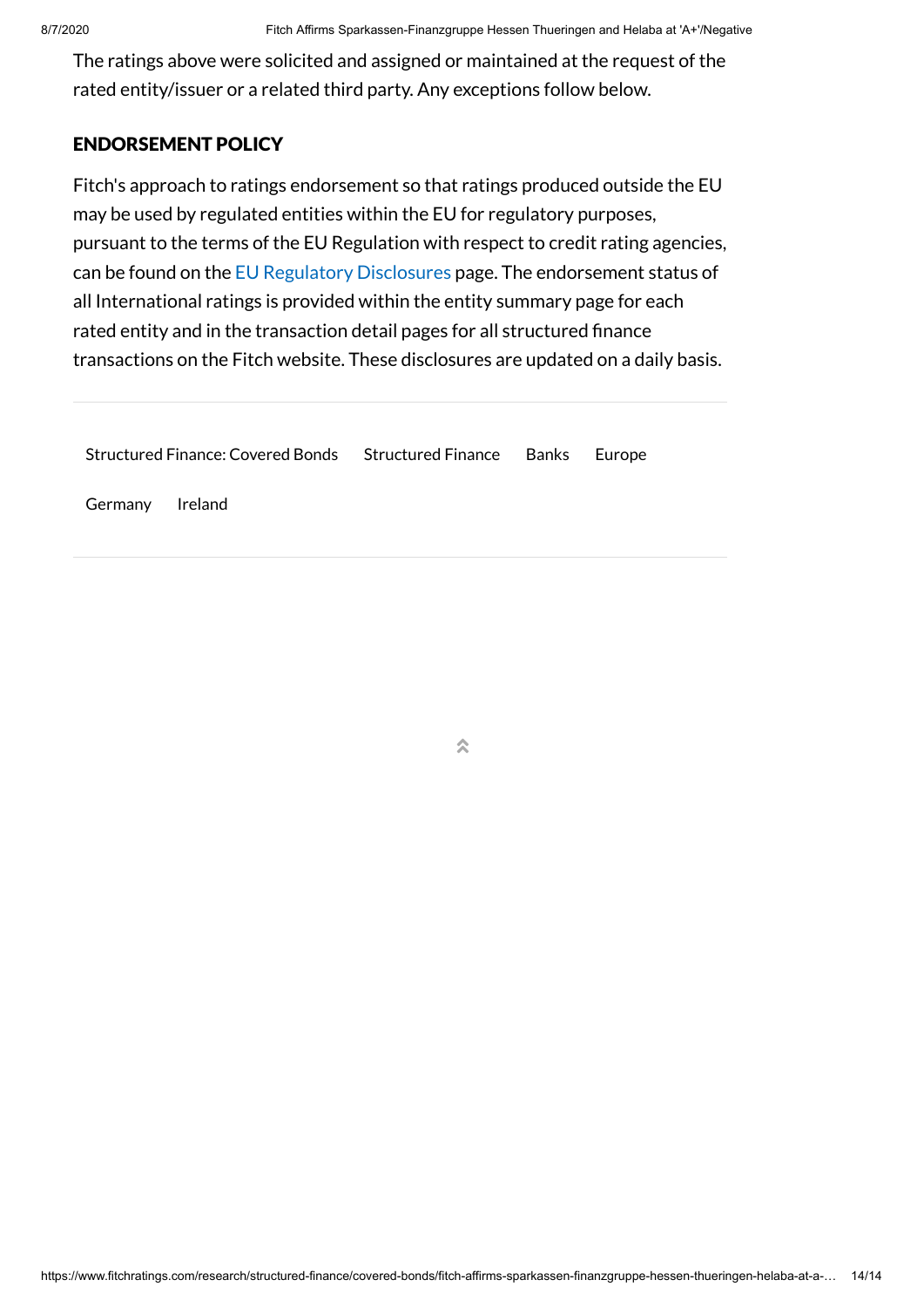The ratings above were solicited and assigned or maintained at the request of the rated entity/issuer or a related third party. Any exceptions follow below.

## ENDORSEMENT POLICY

Fitch's approach to ratings endorsement so that ratings produced outside the EU may be used by regulated entities within the EU for regulatory purposes, pursuant to the terms of the EU Regulation with respect to credit rating agencies, can be found on the EU Regulatory Disclosures page. The endorsement status of all International ratings is provided within the entity summary page for each rated entity and in the transaction detail pages for all structured finance transactions on the Fitch website. These disclosures are updated on a daily basis.

Structured Finance: Covered Bonds    Structured Finance    Banks    Europe

Germany    Ireland